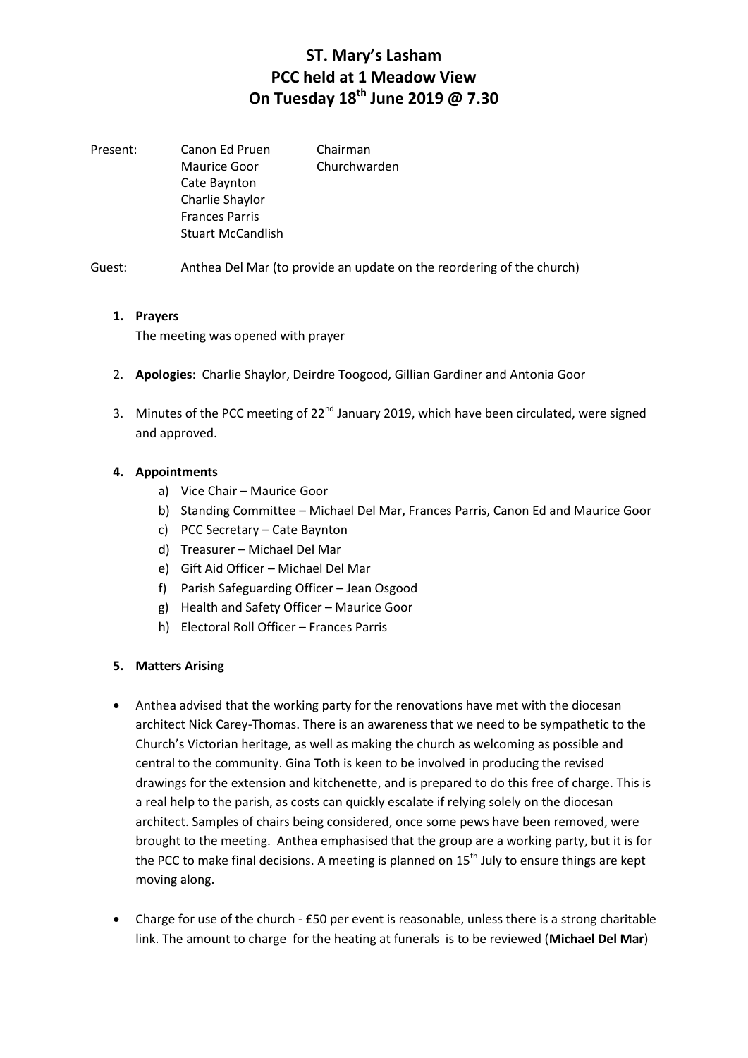# ST. Mary's Lasham
# PCC held at 1 Meadow View
# On Tuesday 18th June 2019 @ 7.30

| Present: | Canon Ed Pruen | Chairman |
|---|---|---|
| | Maurice Goor | Churchwarden |
| | Cate Baynton | |
| | Charlie Shaylor | |
| | Frances Parris | |
| | Stuart McCandlish | |

Guest: Anthea Del Mar (to provide an update on the reordering of the church)

1. **Prayers**

   The meeting was opened with prayer

2. **Apologies**: Charlie Shaylor, Deirdre Toogood, Gillian Gardiner and Antonia Goor

3. Minutes of the PCC meeting of 22nd January 2019, which have been circulated, were signed and approved.

4. **Appointments**
   a) Vice Chair – Maurice Goor
   b) Standing Committee – Michael Del Mar, Frances Parris, Canon Ed and Maurice Goor
   c) PCC Secretary – Cate Baynton
   d) Treasurer – Michael Del Mar
   e) Gift Aid Officer – Michael Del Mar
   f) Parish Safeguarding Officer – Jean Osgood
   g) Health and Safety Officer – Maurice Goor
   h) Electoral Roll Officer – Frances Parris

5. **Matters Arising**

- Anthea advised that the working party for the renovations have met with the diocesan architect Nick Carey-Thomas. There is an awareness that we need to be sympathetic to the Church's Victorian heritage, as well as making the church as welcoming as possible and central to the community. Gina Toth is keen to be involved in producing the revised drawings for the extension and kitchenette, and is prepared to do this free of charge. This is a real help to the parish, as costs can quickly escalate if relying solely on the diocesan architect. Samples of chairs being considered, once some pews have been removed, were brought to the meeting. Anthea emphasised that the group are a working party, but it is for the PCC to make final decisions. A meeting is planned on 15th July to ensure things are kept moving along.

- Charge for use of the church - £50 per event is reasonable, unless there is a strong charitable link. The amount to charge for the heating at funerals is to be reviewed (**Michael Del Mar**)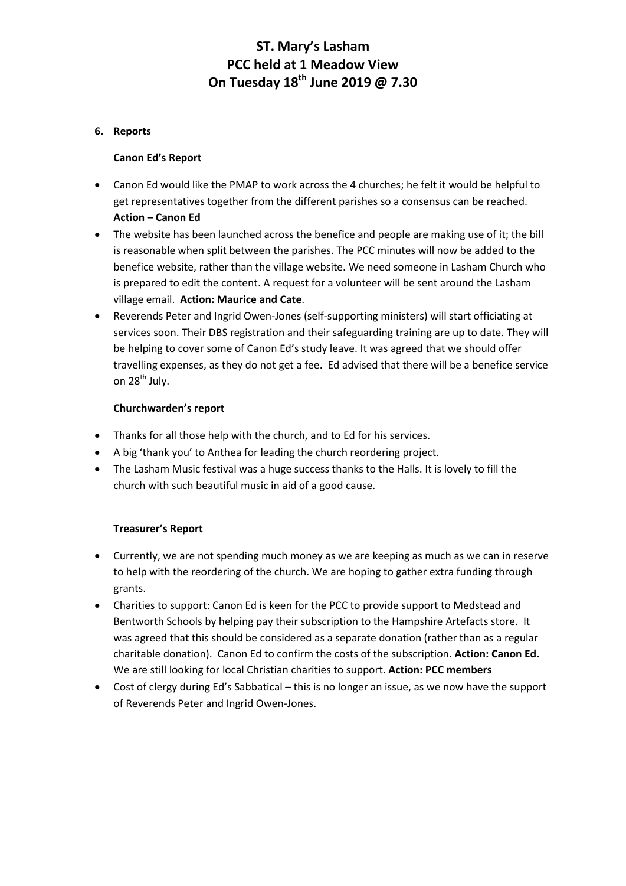# ST. Mary's Lasham
# PCC held at 1 Meadow View
# On Tuesday 18th June 2019 @ 7.30

**6. Reports**

**Canon Ed's Report**

- Canon Ed would like the PMAP to work across the 4 churches; he felt it would be helpful to get representatives together from the different parishes so a consensus can be reached. **Action – Canon Ed**
- The website has been launched across the benefice and people are making use of it; the bill is reasonable when split between the parishes. The PCC minutes will now be added to the benefice website, rather than the village website. We need someone in Lasham Church who is prepared to edit the content. A request for a volunteer will be sent around the Lasham village email. **Action: Maurice and Cate**.
- Reverends Peter and Ingrid Owen-Jones (self-supporting ministers) will start officiating at services soon. Their DBS registration and their safeguarding training are up to date. They will be helping to cover some of Canon Ed's study leave. It was agreed that we should offer travelling expenses, as they do not get a fee. Ed advised that there will be a benefice service on 28th July.

**Churchwarden's report**

- Thanks for all those help with the church, and to Ed for his services.
- A big 'thank you' to Anthea for leading the church reordering project.
- The Lasham Music festival was a huge success thanks to the Halls. It is lovely to fill the church with such beautiful music in aid of a good cause.

**Treasurer's Report**

- Currently, we are not spending much money as we are keeping as much as we can in reserve to help with the reordering of the church. We are hoping to gather extra funding through grants.
- Charities to support: Canon Ed is keen for the PCC to provide support to Medstead and Bentworth Schools by helping pay their subscription to the Hampshire Artefacts store. It was agreed that this should be considered as a separate donation (rather than as a regular charitable donation). Canon Ed to confirm the costs of the subscription. **Action: Canon Ed.** We are still looking for local Christian charities to support. **Action: PCC members**
- Cost of clergy during Ed's Sabbatical – this is no longer an issue, as we now have the support of Reverends Peter and Ingrid Owen-Jones.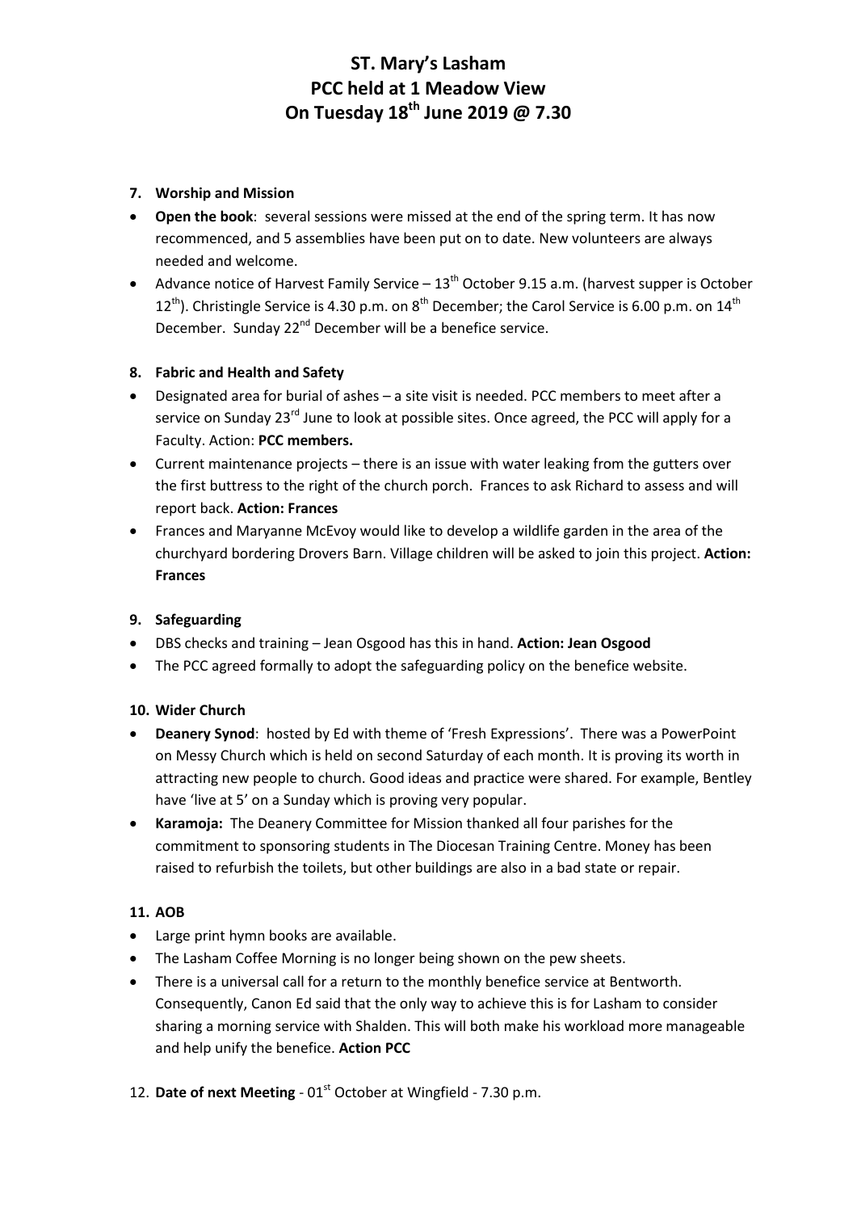# ST. Mary's Lasham
# PCC held at 1 Meadow View
# On Tuesday 18th June 2019 @ 7.30

**7. Worship and Mission**

- **Open the book**: several sessions were missed at the end of the spring term. It has now recommenced, and 5 assemblies have been put on to date. New volunteers are always needed and welcome.
- Advance notice of Harvest Family Service – 13th October 9.15 a.m. (harvest supper is October 12th). Christingle Service is 4.30 p.m. on 8th December; the Carol Service is 6.00 p.m. on 14th December. Sunday 22nd December will be a benefice service.

**8. Fabric and Health and Safety**

- Designated area for burial of ashes – a site visit is needed. PCC members to meet after a service on Sunday 23rd June to look at possible sites. Once agreed, the PCC will apply for a Faculty. Action: **PCC members.**
- Current maintenance projects – there is an issue with water leaking from the gutters over the first buttress to the right of the church porch. Frances to ask Richard to assess and will report back. **Action: Frances**
- Frances and Maryanne McEvoy would like to develop a wildlife garden in the area of the churchyard bordering Drovers Barn. Village children will be asked to join this project. **Action: Frances**

**9. Safeguarding**

- DBS checks and training – Jean Osgood has this in hand. **Action: Jean Osgood**
- The PCC agreed formally to adopt the safeguarding policy on the benefice website.

**10. Wider Church**

- **Deanery Synod**: hosted by Ed with theme of 'Fresh Expressions'. There was a PowerPoint on Messy Church which is held on second Saturday of each month. It is proving its worth in attracting new people to church. Good ideas and practice were shared. For example, Bentley have 'live at 5' on a Sunday which is proving very popular.
- **Karamoja:** The Deanery Committee for Mission thanked all four parishes for the commitment to sponsoring students in The Diocesan Training Centre. Money has been raised to refurbish the toilets, but other buildings are also in a bad state or repair.

**11. AOB**

- Large print hymn books are available.
- The Lasham Coffee Morning is no longer being shown on the pew sheets.
- There is a universal call for a return to the monthly benefice service at Bentworth. Consequently, Canon Ed said that the only way to achieve this is for Lasham to consider sharing a morning service with Shalden. This will both make his workload more manageable and help unify the benefice. **Action PCC**

12. **Date of next Meeting** - 01st October at Wingfield - 7.30 p.m.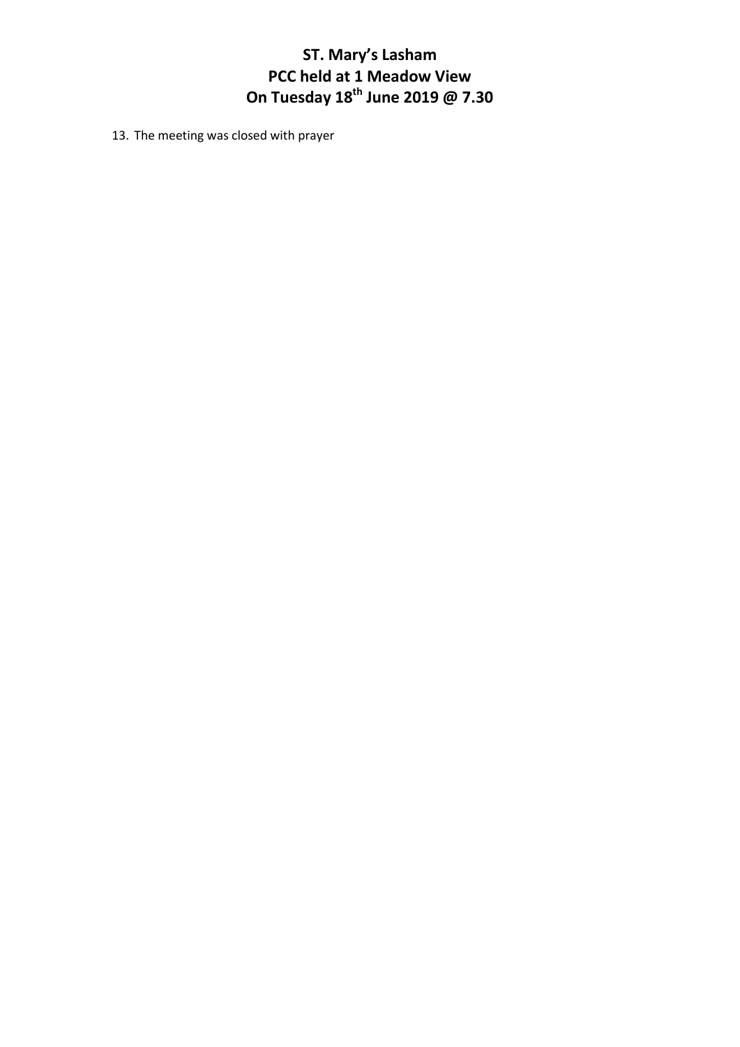# ST. Mary's Lasham
# PCC held at 1 Meadow View
# On Tuesday 18th June 2019 @ 7.30

13. The meeting was closed with prayer